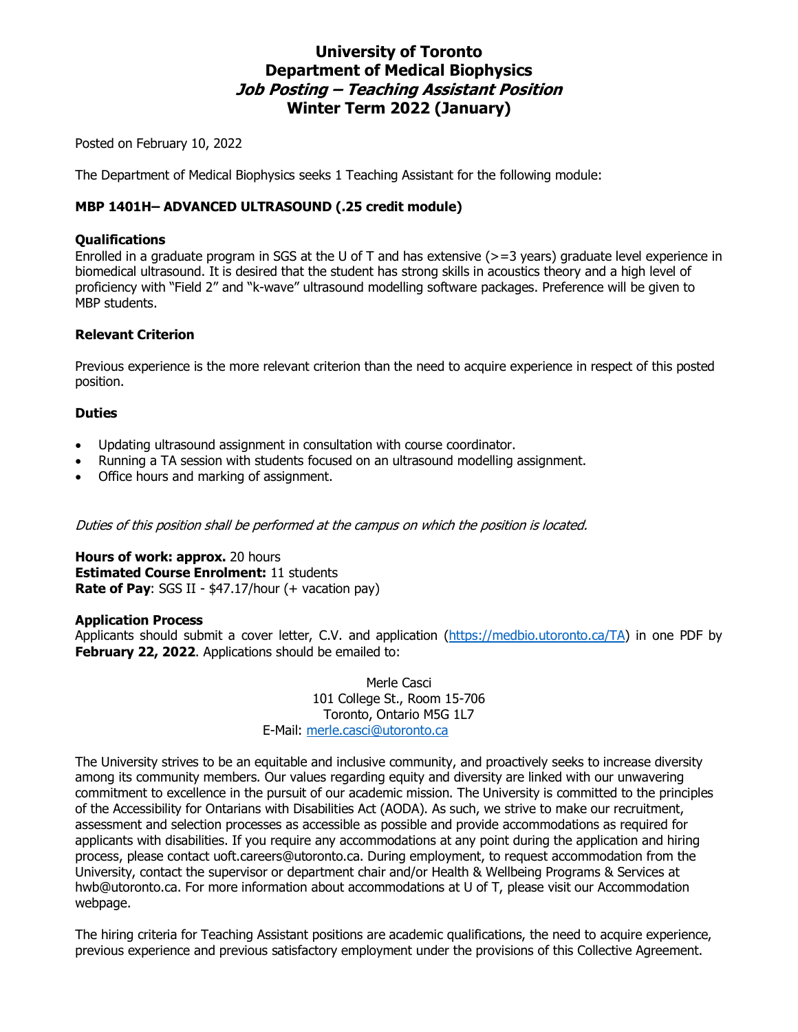# University of Toronto
# Department of Medical Biophysics
# *Job Posting – Teaching Assistant Position*
# Winter Term 2022 (January)

Posted on February 10, 2022

The Department of Medical Biophysics seeks 1 Teaching Assistant for the following module:

**MBP 1401H– ADVANCED ULTRASOUND (.25 credit module)**

### Qualifications

Enrolled in a graduate program in SGS at the U of T and has extensive (>=3 years) graduate level experience in biomedical ultrasound. It is desired that the student has strong skills in acoustics theory and a high level of proficiency with "Field 2" and "k-wave" ultrasound modelling software packages. Preference will be given to MBP students.

### Relevant Criterion

Previous experience is the more relevant criterion than the need to acquire experience in respect of this posted position.

### Duties

- Updating ultrasound assignment in consultation with course coordinator.
- Running a TA session with students focused on an ultrasound modelling assignment.
- Office hours and marking of assignment.

*Duties of this position shall be performed at the campus on which the position is located.*

**Hours of work: approx.** 20 hours
**Estimated Course Enrolment:** 11 students
**Rate of Pay**: SGS II - $47.17/hour (+ vacation pay)

### Application Process

Applicants should submit a cover letter, C.V. and application (https://medbio.utoronto.ca/TA) in one PDF by **February 22, 2022**. Applications should be emailed to:

Merle Casci
101 College St., Room 15-706
Toronto, Ontario M5G 1L7
E-Mail: merle.casci@utoronto.ca

The University strives to be an equitable and inclusive community, and proactively seeks to increase diversity among its community members. Our values regarding equity and diversity are linked with our unwavering commitment to excellence in the pursuit of our academic mission. The University is committed to the principles of the Accessibility for Ontarians with Disabilities Act (AODA). As such, we strive to make our recruitment, assessment and selection processes as accessible as possible and provide accommodations as required for applicants with disabilities. If you require any accommodations at any point during the application and hiring process, please contact uoft.careers@utoronto.ca. During employment, to request accommodation from the University, contact the supervisor or department chair and/or Health & Wellbeing Programs & Services at hwb@utoronto.ca. For more information about accommodations at U of T, please visit our Accommodation webpage.

The hiring criteria for Teaching Assistant positions are academic qualifications, the need to acquire experience, previous experience and previous satisfactory employment under the provisions of this Collective Agreement.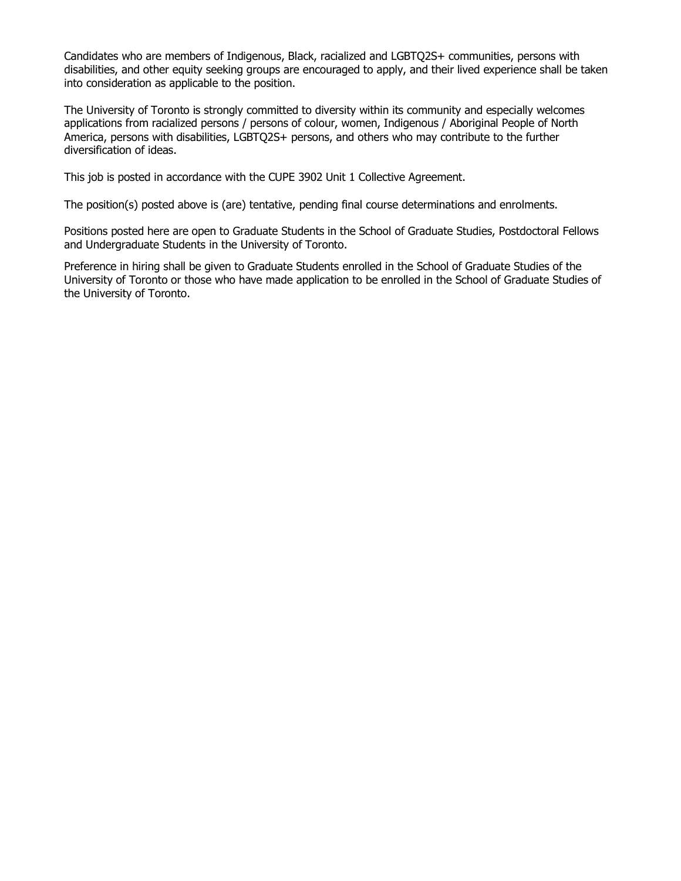Candidates who are members of Indigenous, Black, racialized and LGBTQ2S+ communities, persons with disabilities, and other equity seeking groups are encouraged to apply, and their lived experience shall be taken into consideration as applicable to the position.

The University of Toronto is strongly committed to diversity within its community and especially welcomes applications from racialized persons / persons of colour, women, Indigenous / Aboriginal People of North America, persons with disabilities, LGBTQ2S+ persons, and others who may contribute to the further diversification of ideas.

This job is posted in accordance with the CUPE 3902 Unit 1 Collective Agreement.

The position(s) posted above is (are) tentative, pending final course determinations and enrolments.

Positions posted here are open to Graduate Students in the School of Graduate Studies, Postdoctoral Fellows and Undergraduate Students in the University of Toronto.

Preference in hiring shall be given to Graduate Students enrolled in the School of Graduate Studies of the University of Toronto or those who have made application to be enrolled in the School of Graduate Studies of the University of Toronto.